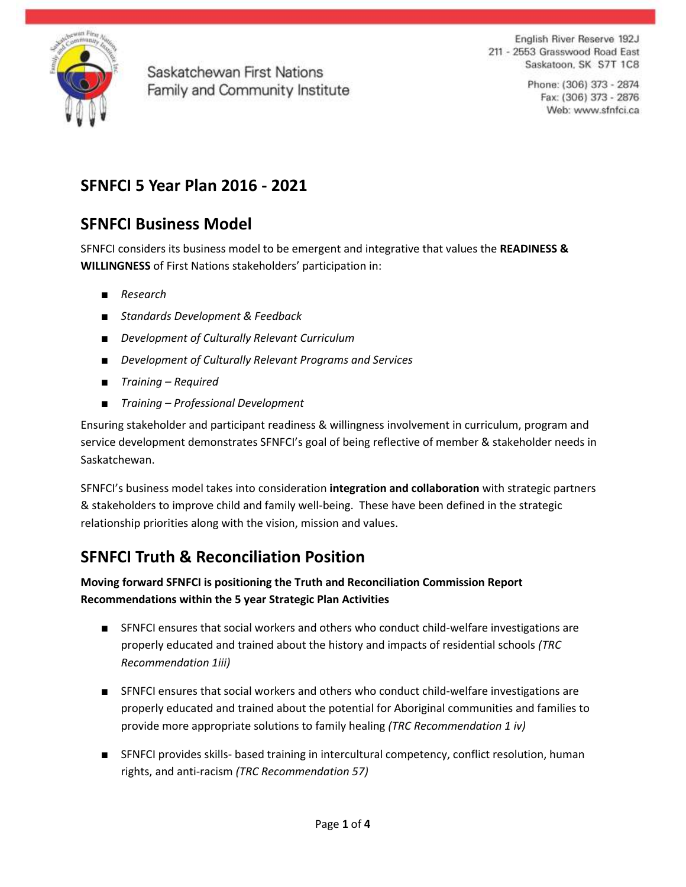Saskatchewan First Nations Family and Community Institute

English River Reserve 192J
211 - 2553 Grasswood Road East
Saskatoon, SK S7T 1C8

Phone: (306) 373 - 2874
Fax: (306) 373 - 2876
Web: www.sfnfci.ca

## SFNFCI 5 Year Plan 2016 - 2021

## SFNFCI Business Model

SFNFCI considers its business model to be emergent and integrative that values the **READINESS & WILLINGNESS** of First Nations stakeholders' participation in:

- *Research*
- *Standards Development & Feedback*
- *Development of Culturally Relevant Curriculum*
- *Development of Culturally Relevant Programs and Services*
- *Training – Required*
- *Training – Professional Development*

Ensuring stakeholder and participant readiness & willingness involvement in curriculum, program and service development demonstrates SFNFCI's goal of being reflective of member & stakeholder needs in Saskatchewan.

SFNFCI's business model takes into consideration **integration and collaboration** with strategic partners & stakeholders to improve child and family well-being. These have been defined in the strategic relationship priorities along with the vision, mission and values.

## SFNFCI Truth & Reconciliation Position

**Moving forward SFNFCI is positioning the Truth and Reconciliation Commission Report Recommendations within the 5 year Strategic Plan Activities**

- SFNFCI ensures that social workers and others who conduct child-welfare investigations are properly educated and trained about the history and impacts of residential schools *(TRC Recommendation 1iii)*
- SFNFCI ensures that social workers and others who conduct child-welfare investigations are properly educated and trained about the potential for Aboriginal communities and families to provide more appropriate solutions to family healing *(TRC Recommendation 1 iv)*
- SFNFCI provides skills- based training in intercultural competency, conflict resolution, human rights, and anti-racism *(TRC Recommendation 57)*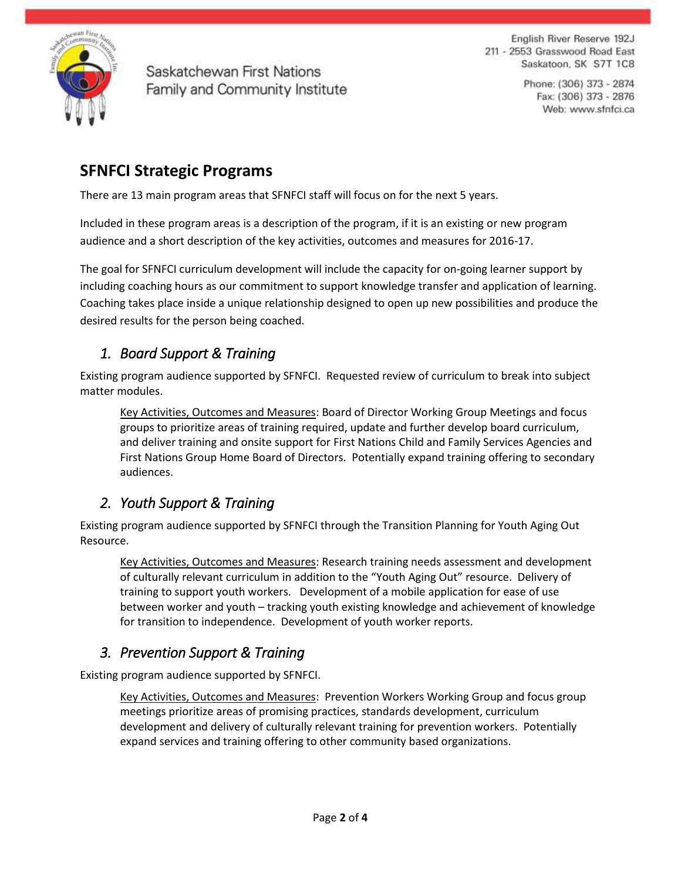## SFNFCI Strategic Programs

There are 13 main program areas that SFNFCI staff will focus on for the next 5 years.

Included in these program areas is a description of the program, if it is an existing or new program audience and a short description of the key activities, outcomes and measures for 2016-17.

The goal for SFNFCI curriculum development will include the capacity for on-going learner support by including coaching hours as our commitment to support knowledge transfer and application of learning. Coaching takes place inside a unique relationship designed to open up new possibilities and produce the desired results for the person being coached.

### *1. Board Support & Training*

Existing program audience supported by SFNFCI. Requested review of curriculum to break into subject matter modules.

> Key Activities, Outcomes and Measures: Board of Director Working Group Meetings and focus groups to prioritize areas of training required, update and further develop board curriculum, and deliver training and onsite support for First Nations Child and Family Services Agencies and First Nations Group Home Board of Directors. Potentially expand training offering to secondary audiences.

### *2. Youth Support & Training*

Existing program audience supported by SFNFCI through the Transition Planning for Youth Aging Out Resource.

> Key Activities, Outcomes and Measures: Research training needs assessment and development of culturally relevant curriculum in addition to the "Youth Aging Out" resource. Delivery of training to support youth workers. Development of a mobile application for ease of use between worker and youth – tracking youth existing knowledge and achievement of knowledge for transition to independence. Development of youth worker reports.

### *3. Prevention Support & Training*

Existing program audience supported by SFNFCI.

> Key Activities, Outcomes and Measures: Prevention Workers Working Group and focus group meetings prioritize areas of promising practices, standards development, curriculum development and delivery of culturally relevant training for prevention workers. Potentially expand services and training offering to other community based organizations.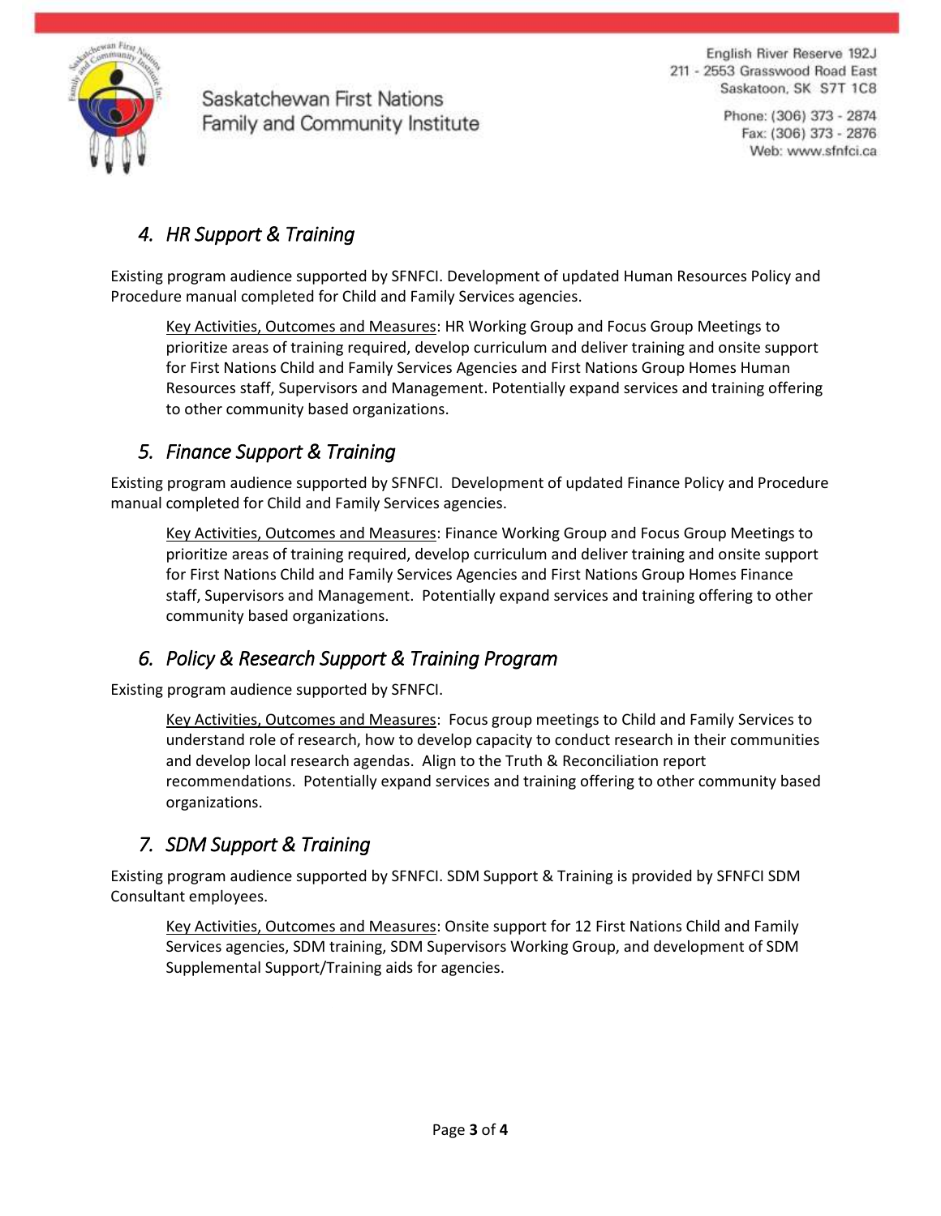## *4. HR Support & Training*

Existing program audience supported by SFNFCI. Development of updated Human Resources Policy and Procedure manual completed for Child and Family Services agencies.

> Key Activities, Outcomes and Measures: HR Working Group and Focus Group Meetings to prioritize areas of training required, develop curriculum and deliver training and onsite support for First Nations Child and Family Services Agencies and First Nations Group Homes Human Resources staff, Supervisors and Management. Potentially expand services and training offering to other community based organizations.

## *5. Finance Support & Training*

Existing program audience supported by SFNFCI. Development of updated Finance Policy and Procedure manual completed for Child and Family Services agencies.

> Key Activities, Outcomes and Measures: Finance Working Group and Focus Group Meetings to prioritize areas of training required, develop curriculum and deliver training and onsite support for First Nations Child and Family Services Agencies and First Nations Group Homes Finance staff, Supervisors and Management. Potentially expand services and training offering to other community based organizations.

## *6. Policy & Research Support & Training Program*

Existing program audience supported by SFNFCI.

> Key Activities, Outcomes and Measures: Focus group meetings to Child and Family Services to understand role of research, how to develop capacity to conduct research in their communities and develop local research agendas. Align to the Truth & Reconciliation report recommendations. Potentially expand services and training offering to other community based organizations.

## *7. SDM Support & Training*

Existing program audience supported by SFNFCI. SDM Support & Training is provided by SFNFCI SDM Consultant employees.

> Key Activities, Outcomes and Measures: Onsite support for 12 First Nations Child and Family Services agencies, SDM training, SDM Supervisors Working Group, and development of SDM Supplemental Support/Training aids for agencies.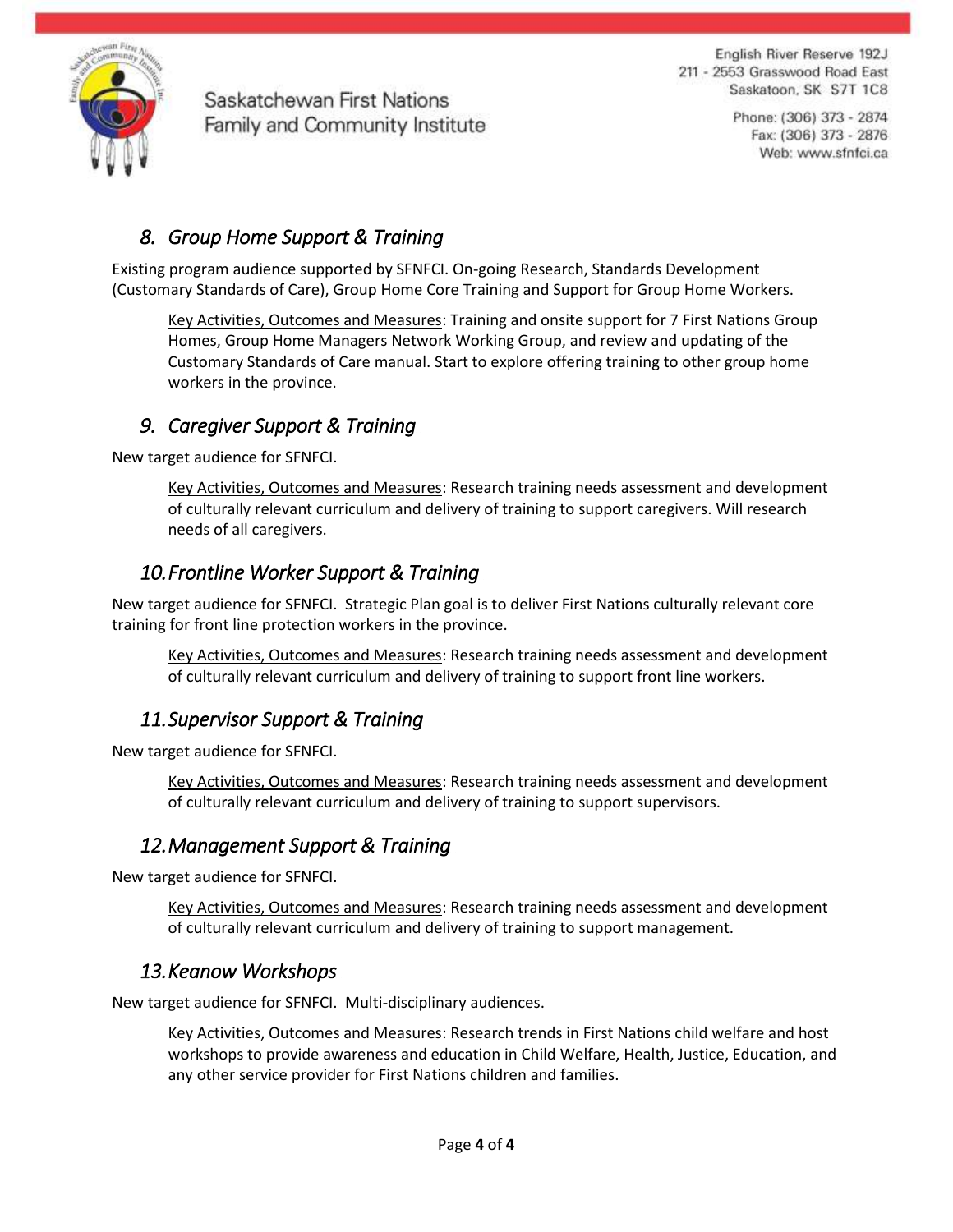### *8. Group Home Support & Training*

Existing program audience supported by SFNFCI. On-going Research, Standards Development (Customary Standards of Care), Group Home Core Training and Support for Group Home Workers.

> Key Activities, Outcomes and Measures: Training and onsite support for 7 First Nations Group Homes, Group Home Managers Network Working Group, and review and updating of the Customary Standards of Care manual. Start to explore offering training to other group home workers in the province.

### *9. Caregiver Support & Training*

New target audience for SFNFCI.

> Key Activities, Outcomes and Measures: Research training needs assessment and development of culturally relevant curriculum and delivery of training to support caregivers. Will research needs of all caregivers.

### *10. Frontline Worker Support & Training*

New target audience for SFNFCI. Strategic Plan goal is to deliver First Nations culturally relevant core training for front line protection workers in the province.

> Key Activities, Outcomes and Measures: Research training needs assessment and development of culturally relevant curriculum and delivery of training to support front line workers.

### *11. Supervisor Support & Training*

New target audience for SFNFCI.

> Key Activities, Outcomes and Measures: Research training needs assessment and development of culturally relevant curriculum and delivery of training to support supervisors.

### *12. Management Support & Training*

New target audience for SFNFCI.

> Key Activities, Outcomes and Measures: Research training needs assessment and development of culturally relevant curriculum and delivery of training to support management.

### *13. Keanow Workshops*

New target audience for SFNFCI. Multi-disciplinary audiences.

> Key Activities, Outcomes and Measures: Research trends in First Nations child welfare and host workshops to provide awareness and education in Child Welfare, Health, Justice, Education, and any other service provider for First Nations children and families.